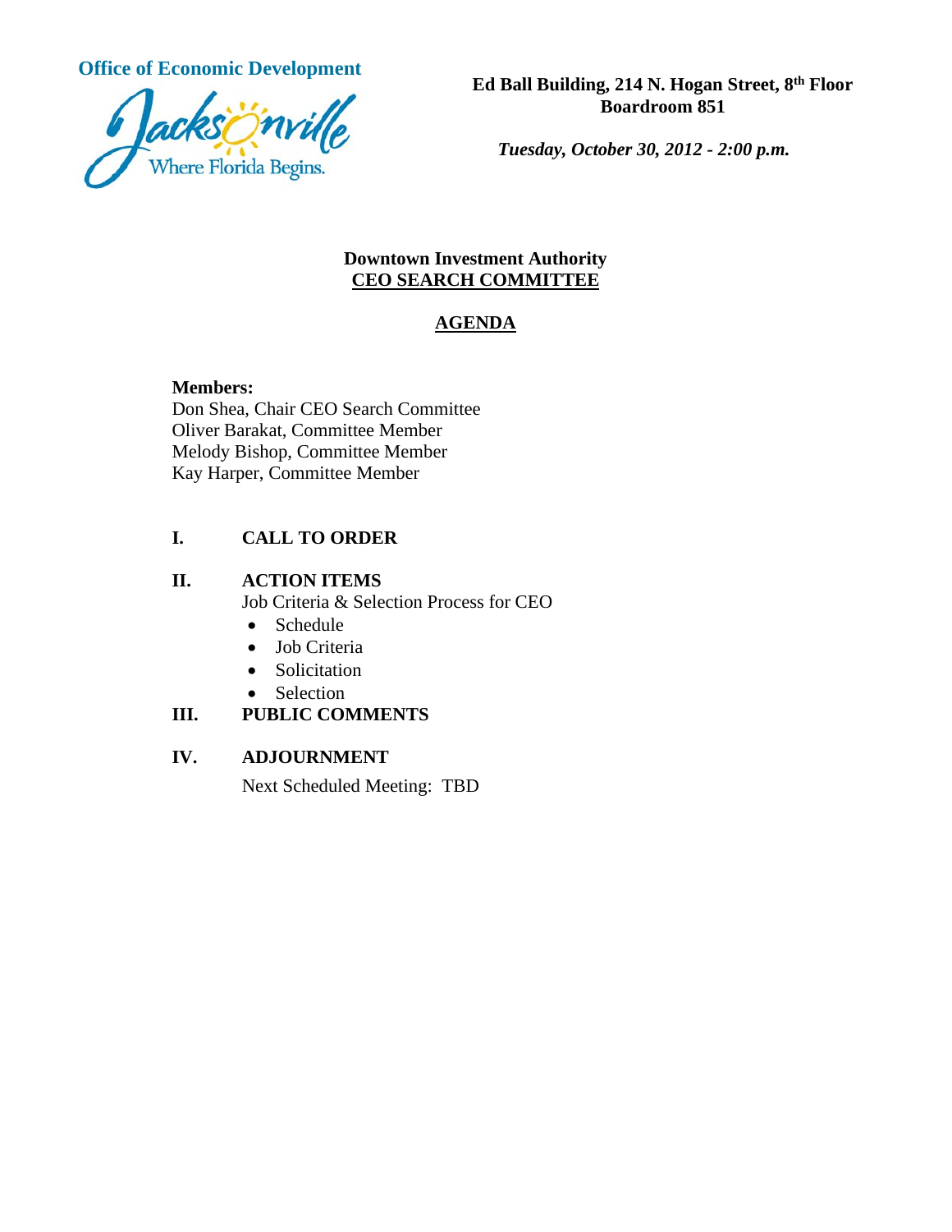**Office of Economic Development**

Jacksonville
Where Florida Begins.

**Ed Ball Building, 214 N. Hogan Street, 8th Floor**
**Boardroom 851**

***Tuesday, October 30, 2012 - 2:00 p.m.***

## Downtown Investment Authority
## CEO SEARCH COMMITTEE

## AGENDA

**Members:**
Don Shea, Chair CEO Search Committee
Oliver Barakat, Committee Member
Melody Bishop, Committee Member
Kay Harper, Committee Member

**I. CALL TO ORDER**

**II. ACTION ITEMS**

Job Criteria & Selection Process for CEO

- Schedule
- Job Criteria
- Solicitation
- Selection

**III. PUBLIC COMMENTS**

**IV. ADJOURNMENT**

Next Scheduled Meeting: TBD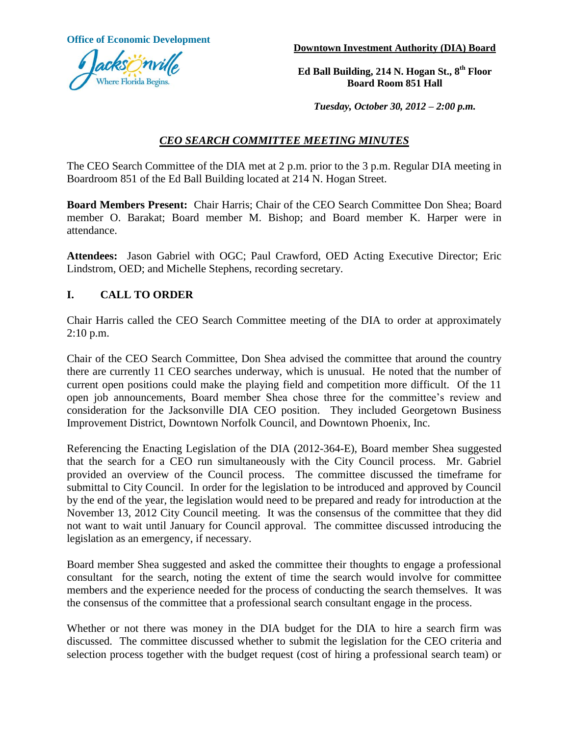Office of Economic Development

**Downtown Investment Authority (DIA) Board**

**Ed Ball Building, 214 N. Hogan St., 8th Floor**
**Board Room 851 Hall**

*Tuesday, October 30, 2012 – 2:00 p.m.*

## *CEO SEARCH COMMITTEE MEETING MINUTES*

The CEO Search Committee of the DIA met at 2 p.m. prior to the 3 p.m. Regular DIA meeting in Boardroom 851 of the Ed Ball Building located at 214 N. Hogan Street.

**Board Members Present:** Chair Harris; Chair of the CEO Search Committee Don Shea; Board member O. Barakat; Board member M. Bishop; and Board member K. Harper were in attendance.

**Attendees:** Jason Gabriel with OGC; Paul Crawford, OED Acting Executive Director; Eric Lindstrom, OED; and Michelle Stephens, recording secretary.

### I. CALL TO ORDER

Chair Harris called the CEO Search Committee meeting of the DIA to order at approximately 2:10 p.m.

Chair of the CEO Search Committee, Don Shea advised the committee that around the country there are currently 11 CEO searches underway, which is unusual. He noted that the number of current open positions could make the playing field and competition more difficult. Of the 11 open job announcements, Board member Shea chose three for the committee's review and consideration for the Jacksonville DIA CEO position. They included Georgetown Business Improvement District, Downtown Norfolk Council, and Downtown Phoenix, Inc.

Referencing the Enacting Legislation of the DIA (2012-364-E), Board member Shea suggested that the search for a CEO run simultaneously with the City Council process. Mr. Gabriel provided an overview of the Council process. The committee discussed the timeframe for submittal to City Council. In order for the legislation to be introduced and approved by Council by the end of the year, the legislation would need to be prepared and ready for introduction at the November 13, 2012 City Council meeting. It was the consensus of the committee that they did not want to wait until January for Council approval. The committee discussed introducing the legislation as an emergency, if necessary.

Board member Shea suggested and asked the committee their thoughts to engage a professional consultant for the search, noting the extent of time the search would involve for committee members and the experience needed for the process of conducting the search themselves. It was the consensus of the committee that a professional search consultant engage in the process.

Whether or not there was money in the DIA budget for the DIA to hire a search firm was discussed. The committee discussed whether to submit the legislation for the CEO criteria and selection process together with the budget request (cost of hiring a professional search team) or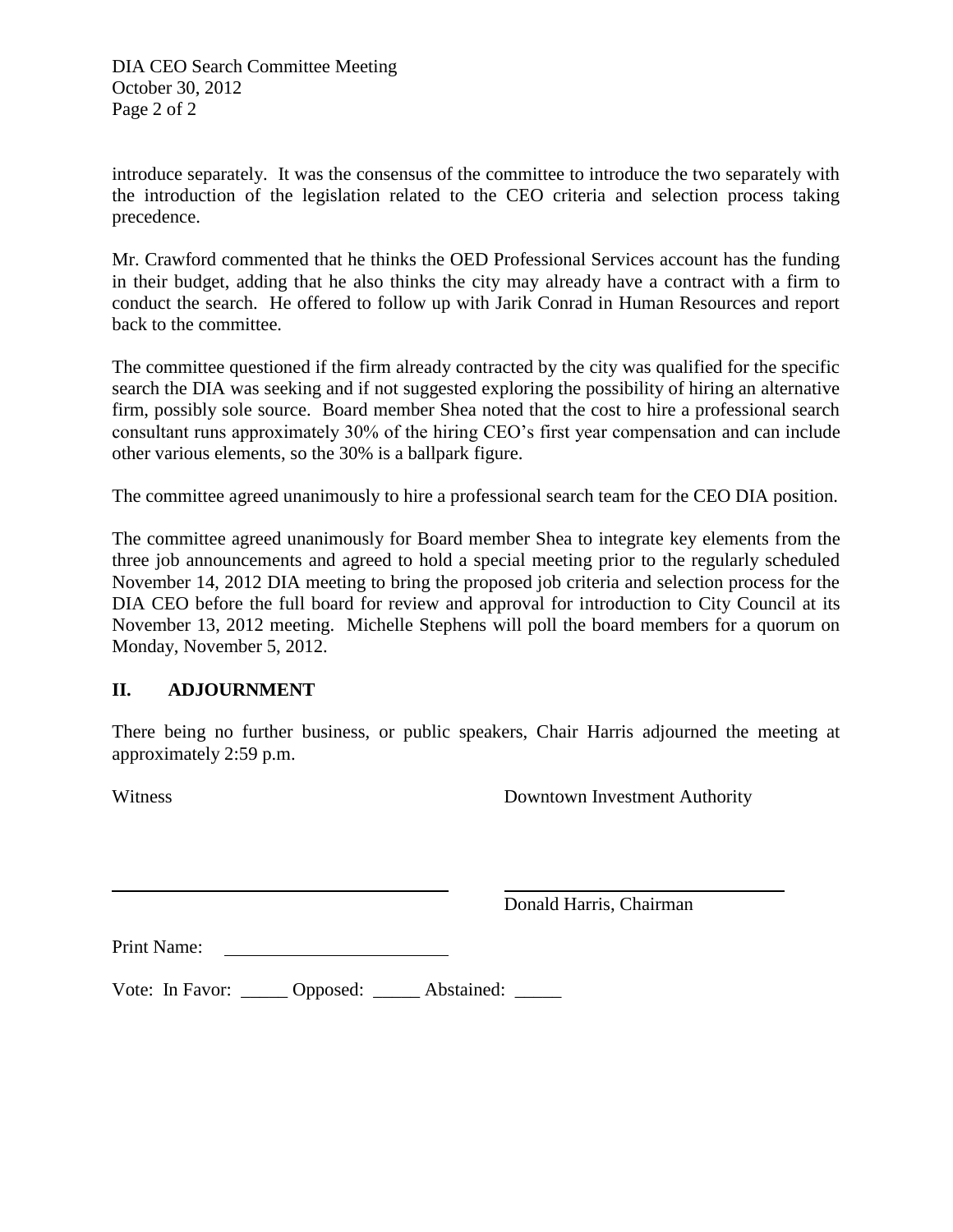introduce separately. It was the consensus of the committee to introduce the two separately with the introduction of the legislation related to the CEO criteria and selection process taking precedence.

Mr. Crawford commented that he thinks the OED Professional Services account has the funding in their budget, adding that he also thinks the city may already have a contract with a firm to conduct the search. He offered to follow up with Jarik Conrad in Human Resources and report back to the committee.

The committee questioned if the firm already contracted by the city was qualified for the specific search the DIA was seeking and if not suggested exploring the possibility of hiring an alternative firm, possibly sole source. Board member Shea noted that the cost to hire a professional search consultant runs approximately 30% of the hiring CEO's first year compensation and can include other various elements, so the 30% is a ballpark figure.

The committee agreed unanimously to hire a professional search team for the CEO DIA position.

The committee agreed unanimously for Board member Shea to integrate key elements from the three job announcements and agreed to hold a special meeting prior to the regularly scheduled November 14, 2012 DIA meeting to bring the proposed job criteria and selection process for the DIA CEO before the full board for review and approval for introduction to City Council at its November 13, 2012 meeting. Michelle Stephens will poll the board members for a quorum on Monday, November 5, 2012.

## II. ADJOURNMENT

There being no further business, or public speakers, Chair Harris adjourned the meeting at approximately 2:59 p.m.

Witness　　　　　　　　　　　　　　Downtown Investment Authority

\_\_\_\_\_\_\_\_\_\_\_\_\_\_\_\_\_\_\_\_\_\_\_\_\_\_\_\_　　　\_\_\_\_\_\_\_\_\_\_\_\_\_\_\_\_\_\_\_\_\_\_\_\_\_\_\_\_

Donald Harris, Chairman

Print Name: \_\_\_\_\_\_\_\_\_\_\_\_\_\_\_\_\_\_\_\_

Vote: In Favor: \_\_\_\_\_ Opposed: \_\_\_\_\_ Abstained: \_\_\_\_\_